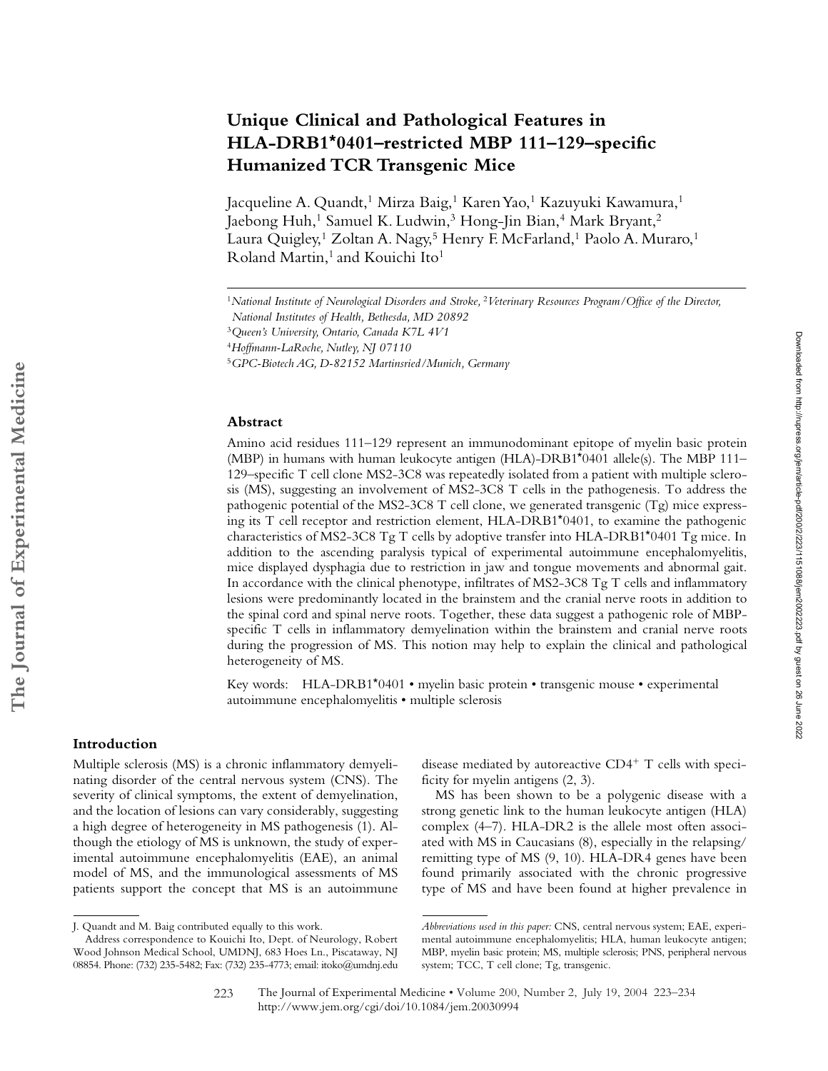# Unique Clinical and Pathological Features in HLA-DRB1*0401–restricted MBP 111–129–specific Humanized TCR Transgenic Mice

Jacqueline A. Quandt,[1] Mirza Baig,[1] Karen Yao,[1] Kazuyuki Kawamura,[1] Jaebong Huh,[1] Samuel K. Ludwin,[3] Hong-Jin Bian,[4] Mark Bryant,[2] Laura Quigley,[1] Zoltan A. Nagy,[5] Henry F. McFarland,[1] Paolo A. Muraro,[1] Roland Martin,[1] and Kouichi Ito[1]

[1]*National Institute of Neurological Disorders and Stroke,* [2]*Veterinary Resources Program/Office of the Director, National Institutes of Health, Bethesda, MD 20892*

[3]*Queen's University, Ontario, Canada K7L 4V1*

[4]*Hoffmann-LaRoche, Nutley, NJ 07110*

[5]*GPC-Biotech AG, D-82152 Martinsried/Munich, Germany*

## Abstract

Amino acid residues 111–129 represent an immunodominant epitope of myelin basic protein (MBP) in humans with human leukocyte antigen (HLA)-DRB1*0401 allele(s). The MBP 111–129–specific T cell clone MS2-3C8 was repeatedly isolated from a patient with multiple sclerosis (MS), suggesting an involvement of MS2-3C8 T cells in the pathogenesis. To address the pathogenic potential of the MS2-3C8 T cell clone, we generated transgenic (Tg) mice expressing its T cell receptor and restriction element, HLA-DRB1*0401, to examine the pathogenic characteristics of MS2-3C8 Tg T cells by adoptive transfer into HLA-DRB1*0401 Tg mice. In addition to the ascending paralysis typical of experimental autoimmune encephalomyelitis, mice displayed dysphagia due to restriction in jaw and tongue movements and abnormal gait. In accordance with the clinical phenotype, infiltrates of MS2-3C8 Tg T cells and inflammatory lesions were predominantly located in the brainstem and the cranial nerve roots in addition to the spinal cord and spinal nerve roots. Together, these data suggest a pathogenic role of MBP-specific T cells in inflammatory demyelination within the brainstem and cranial nerve roots during the progression of MS. This notion may help to explain the clinical and pathological heterogeneity of MS.

Key words: HLA-DRB1*0401 • myelin basic protein • transgenic mouse • experimental autoimmune encephalomyelitis • multiple sclerosis

## Introduction

Multiple sclerosis (MS) is a chronic inflammatory demyelinating disorder of the central nervous system (CNS). The severity of clinical symptoms, the extent of demyelination, and the location of lesions can vary considerably, suggesting a high degree of heterogeneity in MS pathogenesis (1). Although the etiology of MS is unknown, the study of experimental autoimmune encephalomyelitis (EAE), an animal model of MS, and the immunological assessments of MS patients support the concept that MS is an autoimmune disease mediated by autoreactive $CD4^+$ T cells with specificity for myelin antigens (2, 3).

MS has been shown to be a polygenic disease with a strong genetic link to the human leukocyte antigen (HLA) complex (4–7). HLA-DR2 is the allele most often associated with MS in Caucasians (8), especially in the relapsing/remitting type of MS (9, 10). HLA-DR4 genes have been found primarily associated with the chronic progressive type of MS and have been found at higher prevalence in

J. Quandt and M. Baig contributed equally to this work.

Address correspondence to Kouichi Ito, Dept. of Neurology, Robert Wood Johnson Medical School, UMDNJ, 683 Hoes Ln., Piscataway, NJ 08854. Phone: (732) 235-5482; Fax: (732) 235-4773; email: itoko@umdnj.edu

*Abbreviations used in this paper:* CNS, central nervous system; EAE, experimental autoimmune encephalomyelitis; HLA, human leukocyte antigen; MBP, myelin basic protein; MS, multiple sclerosis; PNS, peripheral nervous system; TCC, T cell clone; Tg, transgenic.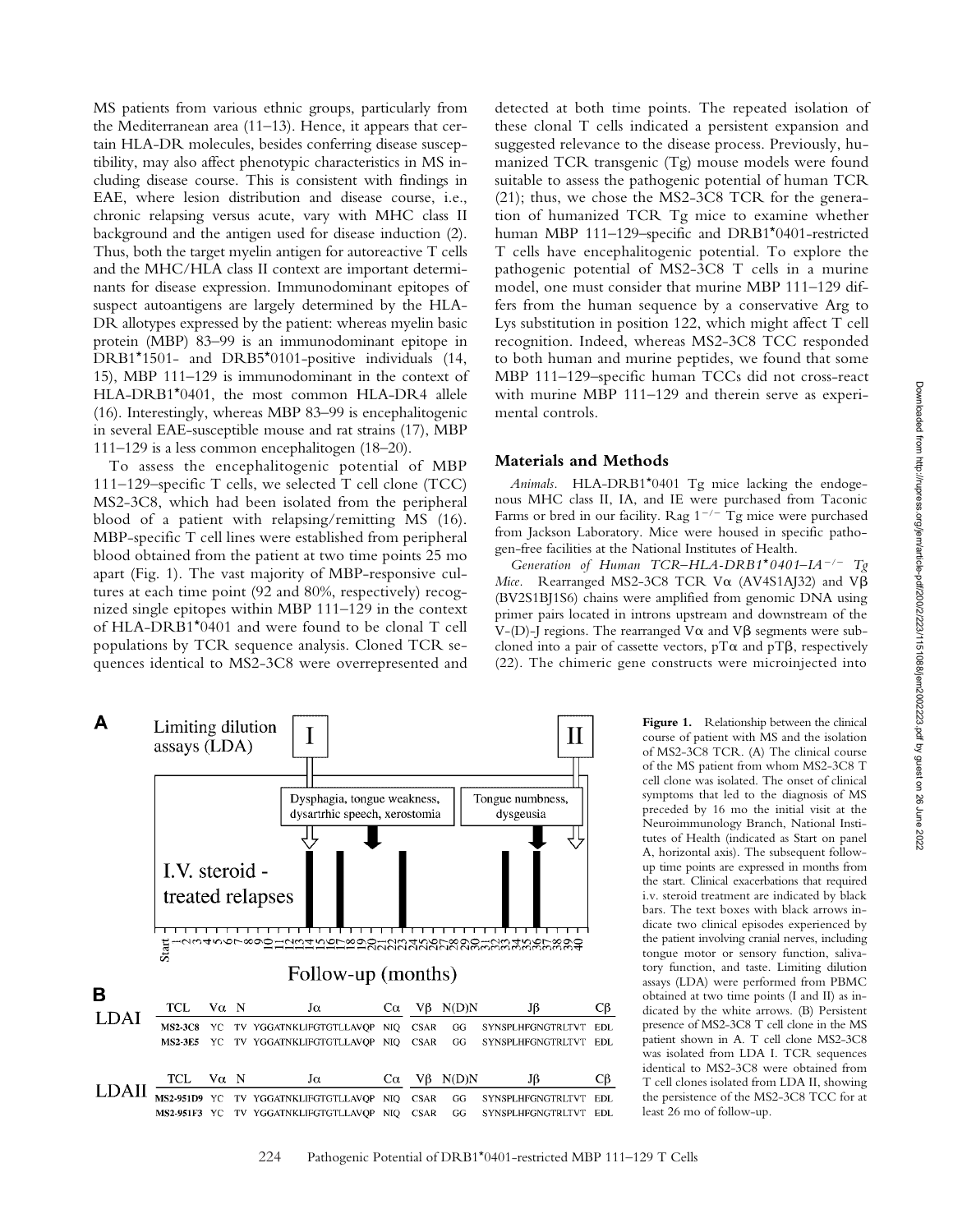MS patients from various ethnic groups, particularly from the Mediterranean area (11–13). Hence, it appears that certain HLA-DR molecules, besides conferring disease susceptibility, may also affect phenotypic characteristics in MS including disease course. This is consistent with findings in EAE, where lesion distribution and disease course, i.e., chronic relapsing versus acute, vary with MHC class II background and the antigen used for disease induction (2). Thus, both the target myelin antigen for autoreactive T cells and the MHC/HLA class II context are important determinants for disease expression. Immunodominant epitopes of suspect autoantigens are largely determined by the HLA-DR allotypes expressed by the patient: whereas myelin basic protein (MBP) 83–99 is an immunodominant epitope in DRB1*1501- and DRB5*0101-positive individuals (14, 15), MBP 111–129 is immunodominant in the context of HLA-DRB1*0401, the most common HLA-DR4 allele (16). Interestingly, whereas MBP 83–99 is encephalitogenic in several EAE-susceptible mouse and rat strains (17), MBP 111–129 is a less common encephalitogen (18–20).

To assess the encephalitogenic potential of MBP 111–129–specific T cells, we selected T cell clone (TCC) MS2-3C8, which had been isolated from the peripheral blood of a patient with relapsing/remitting MS (16). MBP-specific T cell lines were established from peripheral blood obtained from the patient at two time points 25 mo apart (Fig. 1). The vast majority of MBP-responsive cultures at each time point (92 and 80%, respectively) recognized single epitopes within MBP 111–129 in the context of HLA-DRB1*0401 and were found to be clonal T cell populations by TCR sequence analysis. Cloned TCR sequences identical to MS2-3C8 were overrepresented and detected at both time points. The repeated isolation of these clonal T cells indicated a persistent expansion and suggested relevance to the disease process. Previously, humanized TCR transgenic (Tg) mouse models were found suitable to assess the pathogenic potential of human TCR (21); thus, we chose the MS2-3C8 TCR for the generation of humanized TCR Tg mice to examine whether human MBP 111–129–specific and DRB1*0401-restricted T cells have encephalitogenic potential. To explore the pathogenic potential of MS2-3C8 T cells in a murine model, one must consider that murine MBP 111–129 differs from the human sequence by a conservative Arg to Lys substitution in position 122, which might affect T cell recognition. Indeed, whereas MS2-3C8 TCC responded to both human and murine peptides, we found that some MBP 111–129–specific human TCCs did not cross-react with murine MBP 111–129 and therein serve as experimental controls.

## Materials and Methods

*Animals.* HLA-DRB1*0401 Tg mice lacking the endogenous MHC class II, IA, and IE were purchased from Taconic Farms or bred in our facility. Rag $1^{-/-}$ Tg mice were purchased from Jackson Laboratory. Mice were housed in specific pathogen-free facilities at the National Institutes of Health.

*Generation of Human TCR–HLA-DRB1*0401–IA$^{-/-}$ Tg Mice.* Rearranged MS2-3C8 TCR Vα (AV4S1AJ32) and Vβ (BV2S1BJ1S6) chains were amplified from genomic DNA using primer pairs located in introns upstream and downstream of the V-(D)-J regions. The rearranged Vα and Vβ segments were subcloned into a pair of cassette vectors, pTα and pTβ, respectively (22). The chimeric gene constructs were microinjected into

**A**

Limiting dilution assays (LDA) — I, II

Dysphagia, tongue weakness, dysartrhic speech, xerostomia | Tongue numbness, dysgeusia

I.V. steroid - treated relapses

Follow-up (months): Start, 1–40

**B**

LDAI

| TCL | Vα | N | Jα | Cα | Vβ | N(D)N | Jβ | Cβ |
|---|---|---|---|---|---|---|---|---|
| MS2-3C8 | YC | TV | YGGATNKLIFGTGTLLAVQP | NIQ | CSAR | GG | SYNSPLHFGNGTRLTVT | EDL |
| MS2-3E5 | YC | TV | YGGATNKLIFGTGTLLAVQP | NIQ | CSAR | GG | SYNSPLHFGNGTRLTVT | EDL |

LDAII

| TCL | Vα | N | Jα | Cα | Vβ | N(D)N | Jβ | Cβ |
|---|---|---|---|---|---|---|---|---|
| MS2-951D9 | YC | TV | YGGATNKLIFGTGTLLAVQP | NIQ | CSAR | GG | SYNSPLHFGNGTRLTVT | EDL |
| MS2-951F3 | YC | TV | YGGATNKLIFGTGTLLAVQP | NIQ | CSAR | GG | SYNSPLHFGNGTRLTVT | EDL |

**Figure 1.** Relationship between the clinical course of patient with MS and the isolation of MS2-3C8 TCR. (A) The clinical course of the MS patient from whom MS2-3C8 T cell clone was isolated. The onset of clinical symptoms that led to the diagnosis of MS preceded by 16 mo the initial visit at the Neuroimmunology Branch, National Institutes of Health (indicated as Start on panel A, horizontal axis). The subsequent follow-up time points are expressed in months from the start. Clinical exacerbations that required i.v. steroid treatment are indicated by black bars. The text boxes with black arrows indicate two clinical episodes experienced by the patient involving cranial nerves, including tongue motor or sensory function, salivatory function, and taste. Limiting dilution assays (LDA) were performed from PBMC obtained at two time points (I and II) as indicated by the white arrows. (B) Persistent presence of MS2-3C8 T cell clone in the MS patient shown in A. T cell clone MS2-3C8 was isolated from LDA I. TCR sequences identical to MS2-3C8 were obtained from T cell clones isolated from LDA II, showing the persistence of the MS2-3C8 TCC for at least 26 mo of follow-up.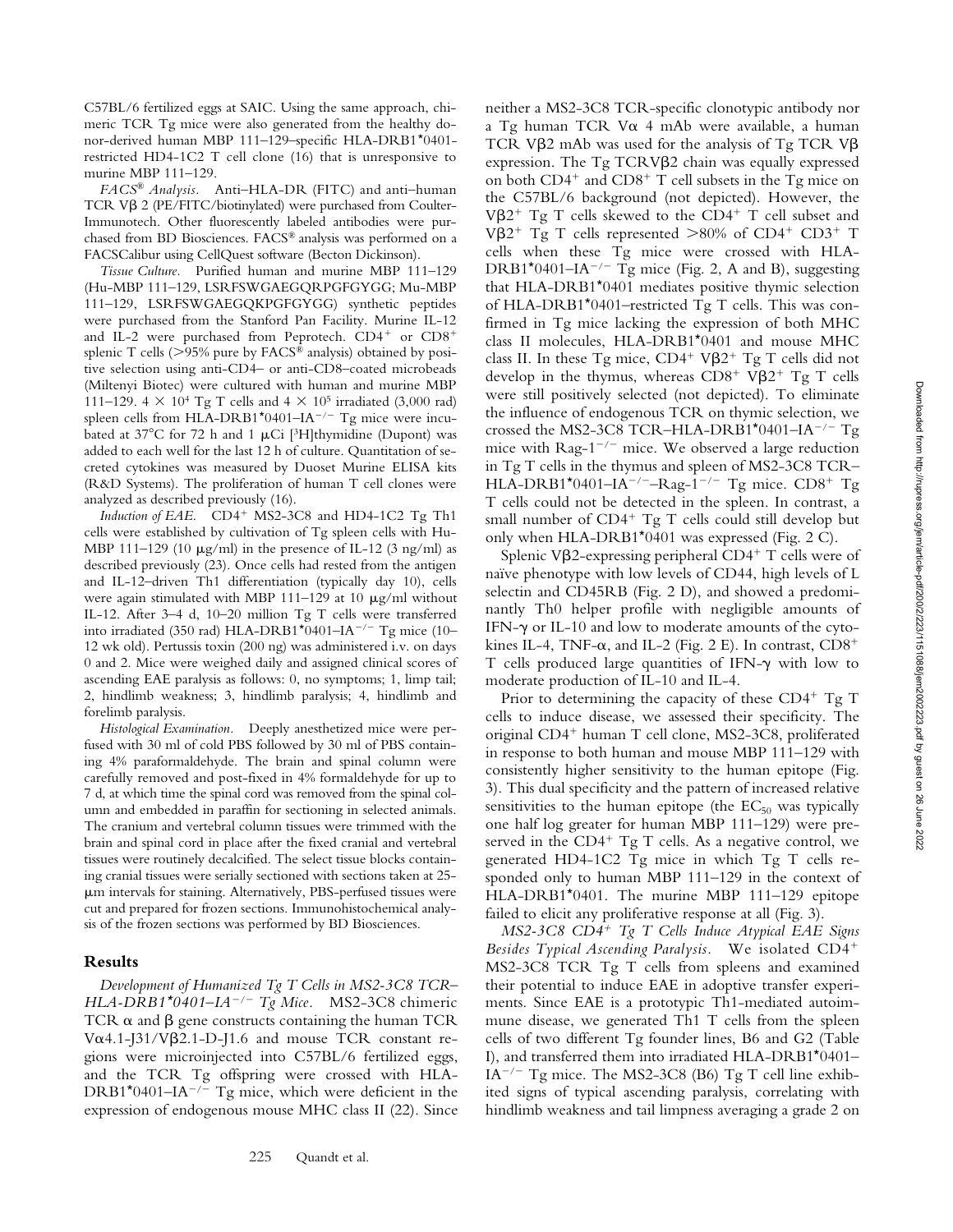C57BL/6 fertilized eggs at SAIC. Using the same approach, chimeric TCR Tg mice were also generated from the healthy donor-derived human MBP 111–129–specific HLA-DRB1*0401-restricted HD4-1C2 T cell clone (16) that is unresponsive to murine MBP 111–129.

*FACS® Analysis.* Anti–HLA-DR (FITC) and anti–human TCR Vβ 2 (PE/FITC/biotinylated) were purchased from Coulter-Immunotech. Other fluorescently labeled antibodies were purchased from BD Biosciences. FACS® analysis was performed on a FACSCalibur using CellQuest software (Becton Dickinson).

*Tissue Culture.* Purified human and murine MBP 111–129 (Hu-MBP 111–129, LSRFSWGAEGQRPGFGYGG; Mu-MBP 111–129, LSRFSWGAEGQKPGFGYGG) synthetic peptides were purchased from the Stanford Pan Facility. Murine IL-12 and IL-2 were purchased from Peprotech. CD4+ or CD8+ splenic T cells (>95% pure by FACS® analysis) obtained by positive selection using anti-CD4– or anti-CD8–coated microbeads (Miltenyi Biotec) were cultured with human and murine MBP 111–129. $4 \times 10^4$ Tg T cells and $4 \times 10^5$ irradiated (3,000 rad) spleen cells from HLA-DRB1*0401–IA$^{-/-}$ Tg mice were incubated at 37°C for 72 h and 1 μCi [$^3$H]thymidine (Dupont) was added to each well for the last 12 h of culture. Quantitation of secreted cytokines was measured by Duoset Murine ELISA kits (R&D Systems). The proliferation of human T cell clones were analyzed as described previously (16).

*Induction of EAE.* CD4+ MS2-3C8 and HD4-1C2 Tg Th1 cells were established by cultivation of Tg spleen cells with Hu-MBP 111–129 (10 μg/ml) in the presence of IL-12 (3 ng/ml) as described previously (23). Once cells had rested from the antigen and IL-12–driven Th1 differentiation (typically day 10), cells were again stimulated with MBP 111–129 at 10 μg/ml without IL-12. After 3–4 d, 10–20 million Tg T cells were transferred into irradiated (350 rad) HLA-DRB1*0401–IA$^{-/-}$ Tg mice (10–12 wk old). Pertussis toxin (200 ng) was administered i.v. on days 0 and 2. Mice were weighed daily and assigned clinical scores of ascending EAE paralysis as follows: 0, no symptoms; 1, limp tail; 2, hindlimb weakness; 3, hindlimb paralysis; 4, hindlimb and forelimb paralysis.

*Histological Examination.* Deeply anesthetized mice were perfused with 30 ml of cold PBS followed by 30 ml of PBS containing 4% paraformaldehyde. The brain and spinal column were carefully removed and post-fixed in 4% formaldehyde for up to 7 d, at which time the spinal cord was removed from the spinal column and embedded in paraffin for sectioning in selected animals. The cranium and vertebral column tissues were trimmed with the brain and spinal cord in place after the fixed cranial and vertebral tissues were routinely decalcified. The select tissue blocks containing cranial tissues were serially sectioned with sections taken at 25-μm intervals for staining. Alternatively, PBS-perfused tissues were cut and prepared for frozen sections. Immunohistochemical analysis of the frozen sections was performed by BD Biosciences.

## Results

*Development of Humanized Tg T Cells in MS2-3C8 TCR–HLA-DRB1*0401–IA$^{-/-}$ Tg Mice.* MS2-3C8 chimeric TCR α and β gene constructs containing the human TCR Vα4.1-J31/Vβ2.1-D-J1.6 and mouse TCR constant regions were microinjected into C57BL/6 fertilized eggs, and the TCR Tg offspring were crossed with HLA-DRB1*0401–IA$^{-/-}$ Tg mice, which were deficient in the expression of endogenous mouse MHC class II (22). Since neither a MS2-3C8 TCR-specific clonotypic antibody nor a Tg human TCR Vα 4 mAb were available, a human TCR Vβ2 mAb was used for the analysis of Tg TCR Vβ expression. The Tg TCRVβ2 chain was equally expressed on both CD4+ and CD8+ T cell subsets in the Tg mice on the C57BL/6 background (not depicted). However, the Vβ2+ Tg T cells skewed to the CD4+ T cell subset and Vβ2+ Tg T cells represented >80% of CD4+ CD3+ T cells when these Tg mice were crossed with HLA-DRB1*0401–IA$^{-/-}$ Tg mice (Fig. 2, A and B), suggesting that HLA-DRB1*0401 mediates positive thymic selection of HLA-DRB1*0401–restricted Tg T cells. This was confirmed in Tg mice lacking the expression of both MHC class II molecules, HLA-DRB1*0401 and mouse MHC class II. In these Tg mice, CD4+ Vβ2+ Tg T cells did not develop in the thymus, whereas CD8+ Vβ2+ Tg T cells were still positively selected (not depicted). To eliminate the influence of endogenous TCR on thymic selection, we crossed the MS2-3C8 TCR–HLA-DRB1*0401–IA$^{-/-}$ Tg mice with Rag-1$^{-/-}$ mice. We observed a large reduction in Tg T cells in the thymus and spleen of MS2-3C8 TCR–HLA-DRB1*0401–IA$^{-/-}$–Rag-1$^{-/-}$ Tg mice. CD8+ Tg T cells could not be detected in the spleen. In contrast, a small number of CD4+ Tg T cells could still develop but only when HLA-DRB1*0401 was expressed (Fig. 2 C).

Splenic Vβ2-expressing peripheral CD4+ T cells were of naïve phenotype with low levels of CD44, high levels of L selectin and CD45RB (Fig. 2 D), and showed a predominantly Th0 helper profile with negligible amounts of IFN-γ or IL-10 and low to moderate amounts of the cytokines IL-4, TNF-α, and IL-2 (Fig. 2 E). In contrast, CD8+ T cells produced large quantities of IFN-γ with low to moderate production of IL-10 and IL-4.

Prior to determining the capacity of these CD4+ Tg T cells to induce disease, we assessed their specificity. The original CD4+ human T cell clone, MS2-3C8, proliferated in response to both human and mouse MBP 111–129 with consistently higher sensitivity to the human epitope (Fig. 3). This dual specificity and the pattern of increased relative sensitivities to the human epitope (the $EC_{50}$ was typically one half log greater for human MBP 111–129) were preserved in the CD4+ Tg T cells. As a negative control, we generated HD4-1C2 Tg mice in which Tg T cells responded only to human MBP 111–129 in the context of HLA-DRB1*0401. The murine MBP 111–129 epitope failed to elicit any proliferative response at all (Fig. 3).

*MS2-3C8 CD4+ Tg T Cells Induce Atypical EAE Signs Besides Typical Ascending Paralysis.* We isolated CD4+ MS2-3C8 TCR Tg T cells from spleens and examined their potential to induce EAE in adoptive transfer experiments. Since EAE is a prototypic Th1-mediated autoimmune disease, we generated Th1 T cells from the spleen cells of two different Tg founder lines, B6 and G2 (Table I), and transferred them into irradiated HLA-DRB1*0401–IA$^{-/-}$ Tg mice. The MS2-3C8 (B6) Tg T cell line exhibited signs of typical ascending paralysis, correlating with hindlimb weakness and tail limpness averaging a grade 2 on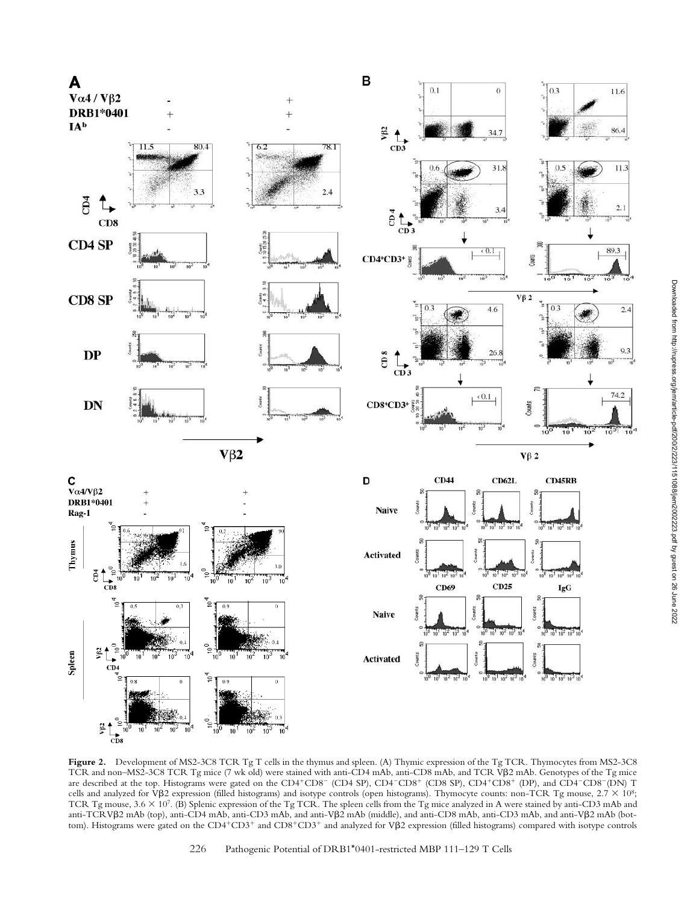**Figure 2.** Development of MS2-3C8 TCR Tg T cells in the thymus and spleen. (A) Thymic expression of the Tg TCR. Thymocytes from MS2-3C8 TCR and non–MS2-3C8 TCR Tg mice (7 wk old) were stained with anti-CD4 mAb, anti-CD8 mAb, and TCR Vβ2 mAb. Genotypes of the Tg mice are described at the top. Histograms were gated on the $CD4^+CD8^-$ (CD4 SP), $CD4^-CD8^+$ (CD8 SP), $CD4^+CD8^+$ (DP), and $CD4^-CD8^-$(DN) T cells and analyzed for Vβ2 expression (filled histograms) and isotype controls (open histograms). Thymocyte counts: non-TCR Tg mouse, $2.7 \times 10^8$; TCR Tg mouse, $3.6 \times 10^7$. (B) Splenic expression of the Tg TCR. The spleen cells from the Tg mice analyzed in A were stained by anti-CD3 mAb and anti-TCRVβ2 mAb (top), anti-CD4 mAb, anti-CD3 mAb, and anti-Vβ2 mAb (middle), and anti-CD8 mAb, anti-CD3 mAb, and anti-Vβ2 mAb (bottom). Histograms were gated on the $CD4^+CD3^+$ and $CD8^+CD3^+$ and analyzed for Vβ2 expression (filled histograms) compared with isotype controls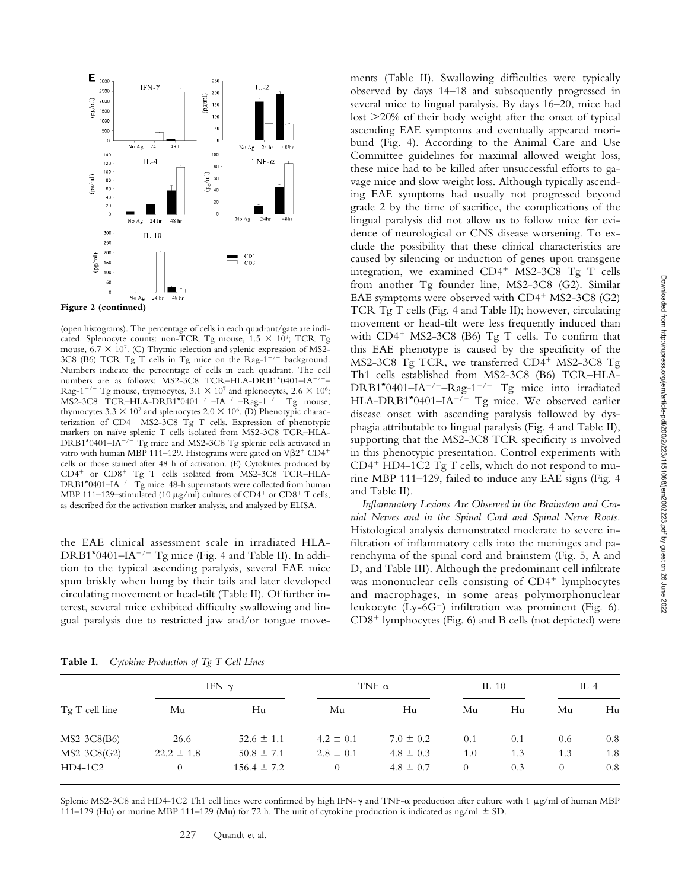**Figure 2 (continued)**

(open histograms). The percentage of cells in each quadrant/gate are indicated. Splenocyte counts: non-TCR Tg mouse, $1.5 \times 10^8$; TCR Tg mouse, $6.7 \times 10^7$. (C) Thymic selection and splenic expression of MS2-3C8 (B6) TCR Tg T cells in Tg mice on the Rag-1$^{-/-}$ background. Numbers indicate the percentage of cells in each quadrant. The cell numbers are as follows: MS2-3C8 TCR–HLA-DRB1*0401–IA$^{-/-}$–Rag-1$^{-/-}$ Tg mouse, thymocytes, $3.1 \times 10^7$ and splenocytes, $2.6 \times 10^6$; MS2-3C8 TCR–HLA-DRB1*0401$^{-/-}$–IA$^{-/-}$–Rag-1$^{-/-}$ Tg mouse, thymocytes $3.3 \times 10^7$ and splenocytes $2.0 \times 10^6$. (D) Phenotypic characterization of CD4$^+$ MS2-3C8 Tg T cells. Expression of phenotypic markers on naïve splenic T cells isolated from MS2-3C8 TCR–HLA-DRB1*0401–IA$^{-/-}$ Tg mice and MS2-3C8 Tg splenic cells activated in vitro with human MBP 111–129. Histograms were gated on Vβ2$^+$ CD4$^+$ cells or those stained after 48 h of activation. (E) Cytokines produced by CD4$^+$ or CD8$^+$ Tg T cells isolated from MS2-3C8 TCR–HLA-DRB1*0401–IA$^{-/-}$ Tg mice. 48-h supernatants were collected from human MBP 111–129–stimulated (10 μg/ml) cultures of CD4$^+$ or CD8$^+$ T cells, as described for the activation marker analysis, and analyzed by ELISA.

the EAE clinical assessment scale in irradiated HLA-DRB1*0401–IA$^{-/-}$ Tg mice (Fig. 4 and Table II). In addition to the typical ascending paralysis, several EAE mice spun briskly when hung by their tails and later developed circulating movement or head-tilt (Table II). Of further interest, several mice exhibited difficulty swallowing and lingual paralysis due to restricted jaw and/or tongue movements (Table II). Swallowing difficulties were typically observed by days 14–18 and subsequently progressed in several mice to lingual paralysis. By days 16–20, mice had lost >20% of their body weight after the onset of typical ascending EAE symptoms and eventually appeared moribund (Fig. 4). According to the Animal Care and Use Committee guidelines for maximal allowed weight loss, these mice had to be killed after unsuccessful efforts to gavage mice and slow weight loss. Although typically ascending EAE symptoms had usually not progressed beyond grade 2 by the time of sacrifice, the complications of the lingual paralysis did not allow us to follow mice for evidence of neurological or CNS disease worsening. To exclude the possibility that these clinical characteristics are caused by silencing or induction of genes upon transgene integration, we examined CD4$^+$ MS2-3C8 Tg T cells from another Tg founder line, MS2-3C8 (G2). Similar EAE symptoms were observed with CD4$^+$ MS2-3C8 (G2) TCR Tg T cells (Fig. 4 and Table II); however, circulating movement or head-tilt were less frequently induced than with CD4$^+$ MS2-3C8 (B6) Tg T cells. To confirm that this EAE phenotype is caused by the specificity of the MS2-3C8 Tg TCR, we transferred CD4$^+$ MS2-3C8 Tg Th1 cells established from MS2-3C8 (B6) TCR–HLA-DRB1*0401–IA$^{-/-}$–Rag-1$^{-/-}$ Tg mice into irradiated HLA-DRB1*0401–IA$^{-/-}$ Tg mice. We observed earlier disease onset with ascending paralysis followed by dysphagia attributable to lingual paralysis (Fig. 4 and Table II), supporting that the MS2-3C8 TCR specificity is involved in this phenotypic presentation. Control experiments with CD4$^+$ HD4-1C2 Tg T cells, which do not respond to murine MBP 111–129, failed to induce any EAE signs (Fig. 4 and Table II).

*Inflammatory Lesions Are Observed in the Brainstem and Cranial Nerves and in the Spinal Cord and Spinal Nerve Roots.* Histological analysis demonstrated moderate to severe infiltration of inflammatory cells into the meninges and parenchyma of the spinal cord and brainstem (Fig. 5, A and D, and Table III). Although the predominant cell infiltrate was mononuclear cells consisting of CD4$^+$ lymphocytes and macrophages, in some areas polymorphonuclear leukocyte (Ly-6G$^+$) infiltration was prominent (Fig. 6). CD8$^+$ lymphocytes (Fig. 6) and B cells (not depicted) were

**Table I.** *Cytokine Production of Tg T Cell Lines*

| Tg T cell line | IFN-γ | | TNF-α | | IL-10 | | IL-4 | |
|---|---|---|---|---|---|---|---|---|
| | Mu | Hu | Mu | Hu | Mu | Hu | Mu | Hu |
| MS2-3C8(B6) | 26.6 | 52.6 ± 1.1 | 4.2 ± 0.1 | 7.0 ± 0.2 | 0.1 | 0.1 | 0.6 | 0.8 |
| MS2-3C8(G2) | 22.2 ± 1.8 | 50.8 ± 7.1 | 2.8 ± 0.1 | 4.8 ± 0.3 | 1.0 | 1.3 | 1.3 | 1.8 |
| HD4-1C2 | 0 | 156.4 ± 7.2 | 0 | 4.8 ± 0.7 | 0 | 0.3 | 0 | 0.8 |

Splenic MS2-3C8 and HD4-1C2 Th1 cell lines were confirmed by high IFN-γ and TNF-α production after culture with 1 μg/ml of human MBP 111–129 (Hu) or murine MBP 111–129 (Mu) for 72 h. The unit of cytokine production is indicated as ng/ml ± SD.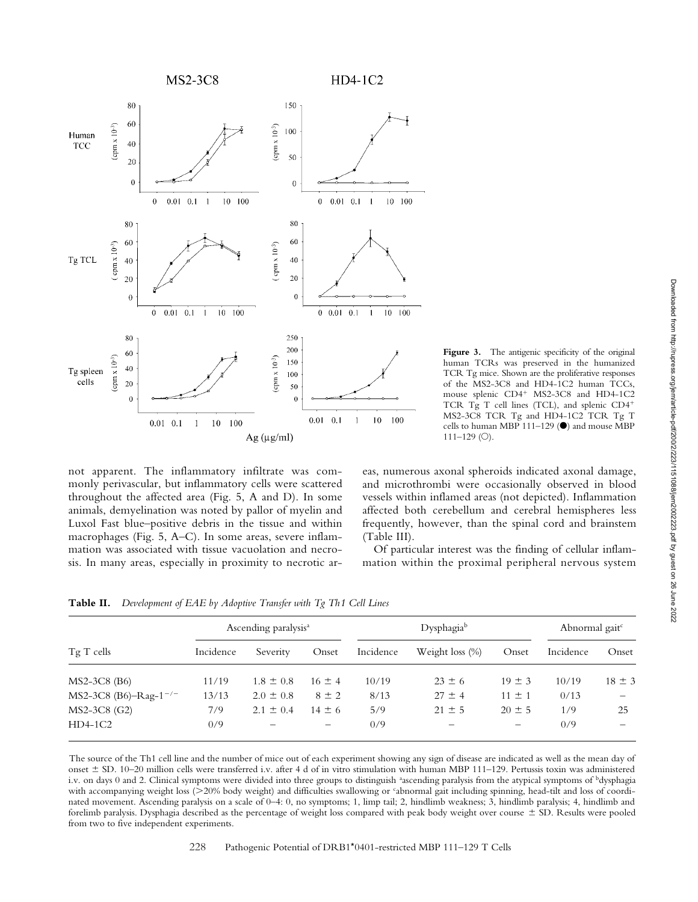**Figure 3.** The antigenic specificity of the original human TCRs was preserved in the humanized TCR Tg mice. Shown are the proliferative responses of the MS2-3C8 and HD4-1C2 human TCCs, mouse splenic CD4+ MS2-3C8 and HD4-1C2 TCR Tg T cell lines (TCL), and splenic CD4+ MS2-3C8 TCR Tg and HD4-1C2 TCR Tg T cells to human MBP 111–129 (●) and mouse MBP 111–129 (○).

not apparent. The inflammatory infiltrate was commonly perivascular, but inflammatory cells were scattered throughout the affected area (Fig. 5, A and D). In some animals, demyelination was noted by pallor of myelin and Luxol Fast blue–positive debris in the tissue and within macrophages (Fig. 5, A–C). In some areas, severe inflammation was associated with tissue vacuolation and necrosis. In many areas, especially in proximity to necrotic areas, numerous axonal spheroids indicated axonal damage, and microthrombi were occasionally observed in blood vessels within inflamed areas (not depicted). Inflammation affected both cerebellum and cerebral hemispheres less frequently, however, than the spinal cord and brainstem (Table III).

Of particular interest was the finding of cellular inflammation within the proximal peripheral nervous system

**Table II.** *Development of EAE by Adoptive Transfer with Tg Th1 Cell Lines*

| Tg T cells | Ascending paralysis[a] | | | Dysphagia[b] | | | Abnormal gait[c] | |
|---|---|---|---|---|---|---|---|---|
| | Incidence | Severity | Onset | Incidence | Weight loss (%) | Onset | Incidence | Onset |
| MS2-3C8 (B6) | 11/19 | 1.8 ± 0.8 | 16 ± 4 | 10/19 | 23 ± 6 | 19 ± 3 | 10/19 | 18 ± 3 |
| MS2-3C8 (B6)–Rag-1$^{-/-}$ | 13/13 | 2.0 ± 0.8 | 8 ± 2 | 8/13 | 27 ± 4 | 11 ± 1 | 0/13 | – |
| MS2-3C8 (G2) | 7/9 | 2.1 ± 0.4 | 14 ± 6 | 5/9 | 21 ± 5 | 20 ± 5 | 1/9 | 25 |
| HD4-1C2 | 0/9 | – | – | 0/9 | – | – | 0/9 | – |

The source of the Th1 cell line and the number of mice out of each experiment showing any sign of disease are indicated as well as the mean day of onset ± SD. 10–20 million cells were transferred i.v. after 4 d of in vitro stimulation with human MBP 111–129. Pertussis toxin was administered i.v. on days 0 and 2. Clinical symptoms were divided into three groups to distinguish [a]ascending paralysis from the atypical symptoms of [b]dysphagia with accompanying weight loss (>20% body weight) and difficulties swallowing or [c]abnormal gait including spinning, head-tilt and loss of coordinated movement. Ascending paralysis on a scale of 0–4: 0, no symptoms; 1, limp tail; 2, hindlimb weakness; 3, hindlimb paralysis; 4, hindlimb and forelimb paralysis. Dysphagia described as the percentage of weight loss compared with peak body weight over course ± SD. Results were pooled from two to five independent experiments.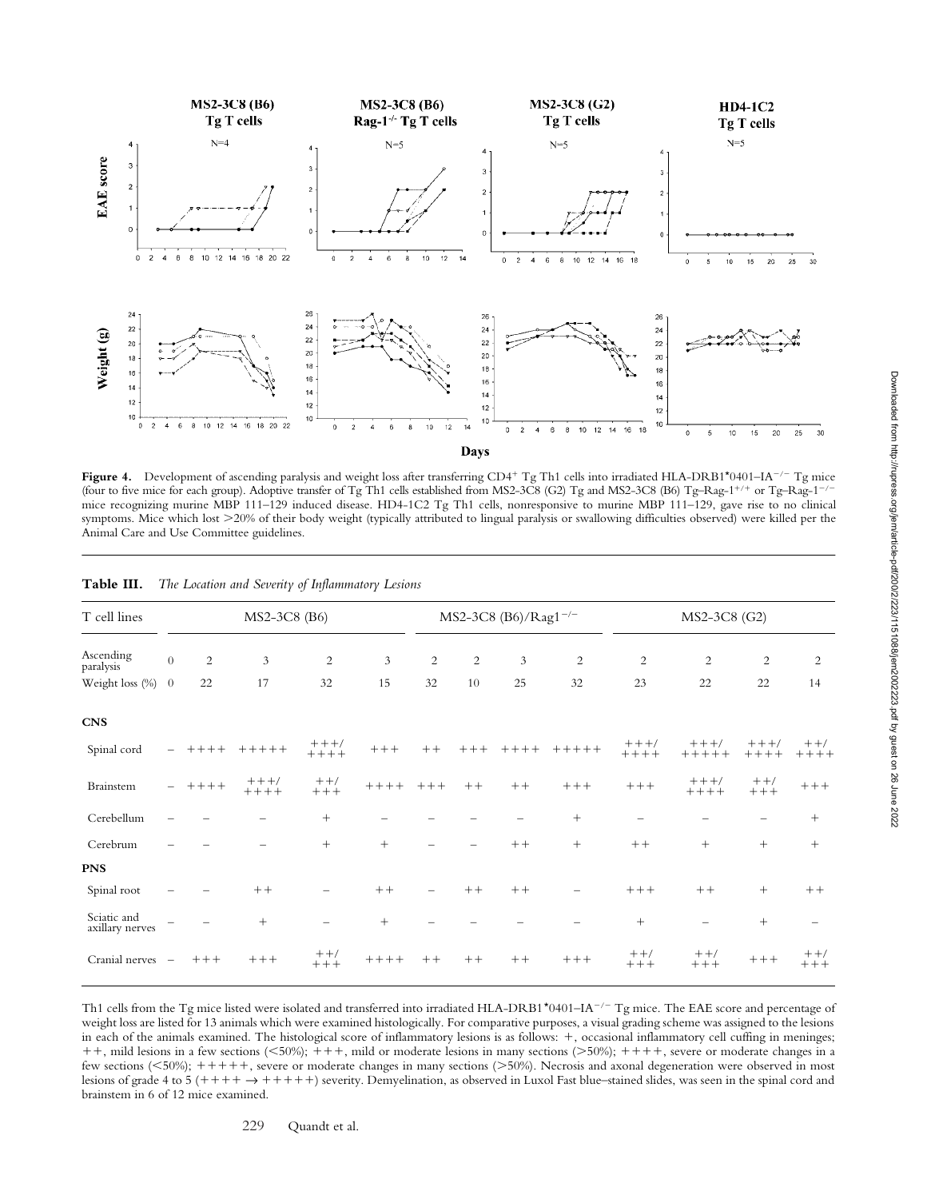**Figure 4.** Development of ascending paralysis and weight loss after transferring CD4+ Tg Th1 cells into irradiated HLA-DRB1*0401–IA$^{-/-}$ Tg mice (four to five mice for each group). Adoptive transfer of Tg Th1 cells established from MS2-3C8 (G2) Tg and MS2-3C8 (B6) Tg–Rag-1$^{+/+}$ or Tg–Rag-1$^{-/-}$ mice recognizing murine MBP 111–129 induced disease. HD4-1C2 Tg Th1 cells, nonresponsive to murine MBP 111–129, gave rise to no clinical symptoms. Mice which lost >20% of their body weight (typically attributed to lingual paralysis or swallowing difficulties observed) were killed per the Animal Care and Use Committee guidelines.

**Table III.** *The Location and Severity of Inflammatory Lesions*

| T cell lines | | MS2-3C8 (B6) | | | | MS2-3C8 (B6)/Rag1$^{-/-}$ | | | | MS2-3C8 (G2) | | | |
|---|---|---|---|---|---|---|---|---|---|---|---|---|---|
| Ascending paralysis | 0 | 2 | 3 | 2 | 3 | 2 | 2 | 3 | 2 | 2 | 2 | 2 | 2 |
| Weight loss (%) | 0 | 22 | 17 | 32 | 15 | 32 | 10 | 25 | 32 | 23 | 22 | 22 | 14 |
| **CNS** | | | | | | | | | | | | | |
| Spinal cord | – | ++++ | +++++ | +++/++++ | +++ | ++ | +++ | ++++ | +++++ | +++/++++ | +++/+++++ | +++/++++ | ++/++++ |
| Brainstem | – | ++++ | +++/++++ | ++/+++ | ++++ | +++ | ++ | ++ | +++ | +++ | +++/++++ | ++/+++ | +++ |
| Cerebellum | – | – | – | + | – | – | – | – | + | – | – | – | + |
| Cerebrum | – | – | – | + | + | – | – | ++ | + | ++ | + | + | + |
| **PNS** | | | | | | | | | | | | | |
| Spinal root | – | – | ++ | – | ++ | – | ++ | ++ | – | +++ | ++ | + | ++ |
| Sciatic and axillary nerves | – | – | + | – | + | – | – | – | – | + | – | + | – |
| Cranial nerves | – | +++ | +++ | ++/+++ | ++++ | ++ | ++ | ++ | +++ | ++/+++ | ++/+++ | +++ | ++/+++ |

Th1 cells from the Tg mice listed were isolated and transferred into irradiated HLA-DRB1*0401–IA$^{-/-}$ Tg mice. The EAE score and percentage of weight loss are listed for 13 animals which were examined histologically. For comparative purposes, a visual grading scheme was assigned to the lesions in each of the animals examined. The histological score of inflammatory lesions is as follows: +, occasional inflammatory cell cuffing in meninges; ++, mild lesions in a few sections (<50%); +++, mild or moderate lesions in many sections (>50%); ++++, severe or moderate changes in a few sections (<50%); +++++, severe or moderate changes in many sections (>50%). Necrosis and axonal degeneration were observed in most lesions of grade 4 to 5 (++++ → +++++) severity. Demyelination, as observed in Luxol Fast blue–stained slides, was seen in the spinal cord and brainstem in 6 of 12 mice examined.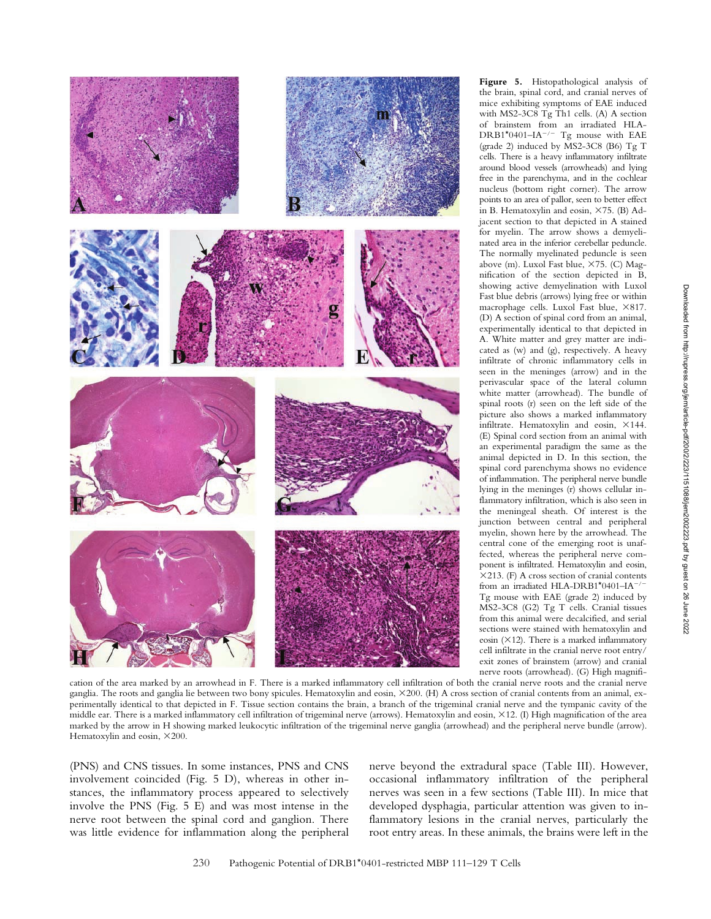**Figure 5.** Histopathological analysis of the brain, spinal cord, and cranial nerves of mice exhibiting symptoms of EAE induced with MS2-3C8 Tg Th1 cells. (A) A section of brainstem from an irradiated HLA-DRB1*0401–IA$^{-/-}$ Tg mouse with EAE (grade 2) induced by MS2-3C8 (B6) Tg T cells. There is a heavy inflammatory infiltrate around blood vessels (arrowheads) and lying free in the parenchyma, and in the cochlear nucleus (bottom right corner). The arrow points to an area of pallor, seen to better effect in B. Hematoxylin and eosin, ×75. (B) Adjacent section to that depicted in A stained for myelin. The arrow shows a demyelinated area in the inferior cerebellar peduncle. The normally myelinated peduncle is seen above (m). Luxol Fast blue, ×75. (C) Magnification of the section depicted in B, showing active demyelination with Luxol Fast blue debris (arrows) lying free or within macrophage cells. Luxol Fast blue, ×817. (D) A section of spinal cord from an animal, experimentally identical to that depicted in A. White matter and grey matter are indicated as (w) and (g), respectively. A heavy infiltrate of chronic inflammatory cells in seen in the meninges (arrow) and in the perivascular space of the lateral column white matter (arrowhead). The bundle of spinal roots (r) seen on the left side of the picture also shows a marked inflammatory infiltrate. Hematoxylin and eosin, ×144. (E) Spinal cord section from an animal with an experimental paradigm the same as the animal depicted in D. In this section, the spinal cord parenchyma shows no evidence of inflammation. The peripheral nerve bundle lying in the meninges (r) shows cellular inflammatory infiltration, which is also seen in the meningeal sheath. Of interest is the junction between central and peripheral myelin, shown here by the arrowhead. The central cone of the emerging root is unaffected, whereas the peripheral nerve component is infiltrated. Hematoxylin and eosin, ×213. (F) A cross section of cranial contents from an irradiated HLA-DRB1*0401–IA$^{-/-}$ Tg mouse with EAE (grade 2) induced by MS2-3C8 (G2) Tg T cells. Cranial tissues from this animal were decalcified, and serial sections were stained with hematoxylin and eosin (×12). There is a marked inflammatory cell infiltrate in the cranial nerve root entry/exit zones of brainstem (arrow) and cranial nerve roots (arrowhead). (G) High magnification of the area marked by an arrowhead in F. There is a marked inflammatory cell infiltration of both the cranial nerve roots and the cranial nerve ganglia. The roots and ganglia lie between two bony spicules. Hematoxylin and eosin, ×200. (H) A cross section of cranial contents from an animal, experimentally identical to that depicted in F. Tissue section contains the brain, a branch of the trigeminal cranial nerve and the tympanic cavity of the middle ear. There is a marked inflammatory cell infiltration of trigeminal nerve (arrows). Hematoxylin and eosin, ×12. (I) High magnification of the area marked by the arrow in H showing marked leukocytic infiltration of the trigeminal nerve ganglia (arrowhead) and the peripheral nerve bundle (arrow). Hematoxylin and eosin, ×200.

(PNS) and CNS tissues. In some instances, PNS and CNS involvement coincided (Fig. 5 D), whereas in other instances, the inflammatory process appeared to selectively involve the PNS (Fig. 5 E) and was most intense in the nerve root between the spinal cord and ganglion. There was little evidence for inflammation along the peripheral nerve beyond the extradural space (Table III). However, occasional inflammatory infiltration of the peripheral nerves was seen in a few sections (Table III). In mice that developed dysphagia, particular attention was given to inflammatory lesions in the cranial nerves, particularly the root entry areas. In these animals, the brains were left in the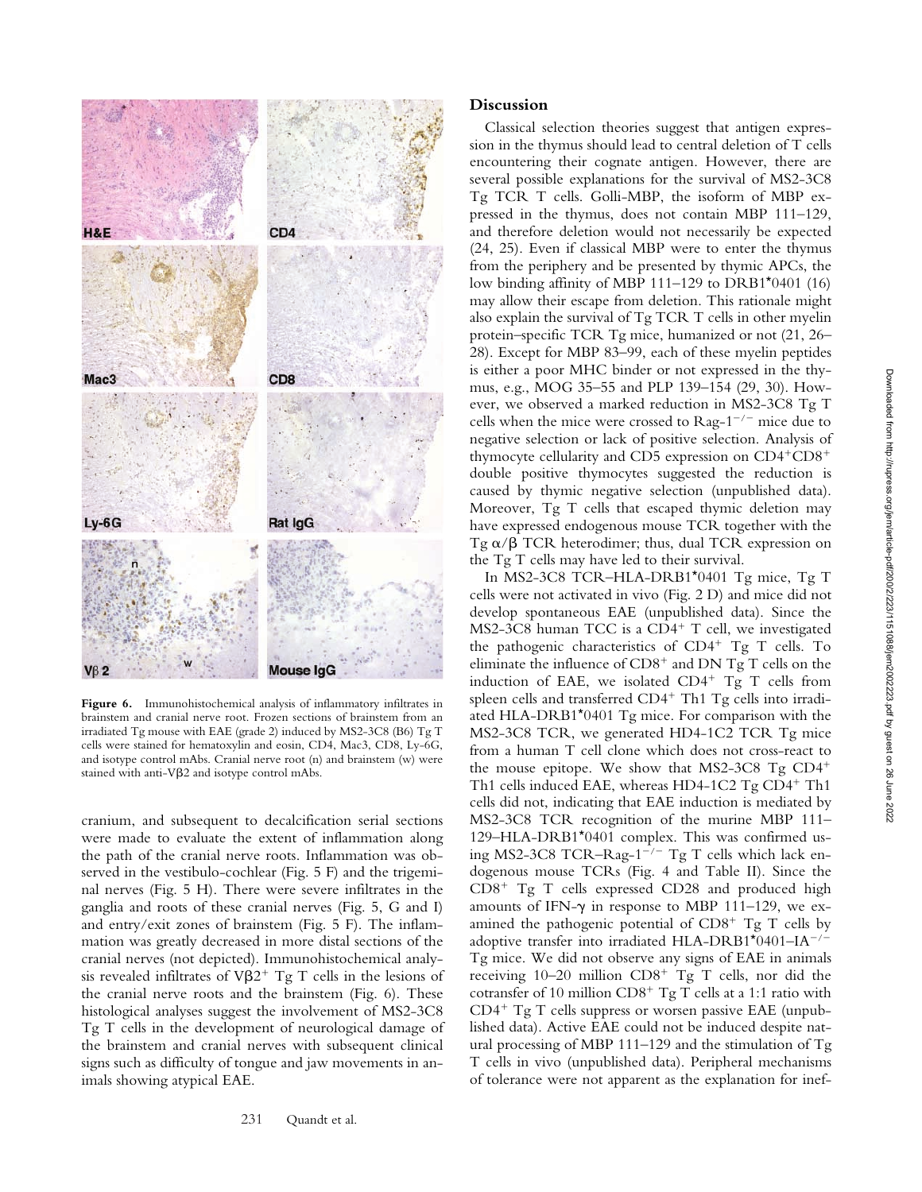Figure 6. Immunohistochemical analysis of inflammatory infiltrates in brainstem and cranial nerve root. Frozen sections of brainstem from an irradiated Tg mouse with EAE (grade 2) induced by MS2-3C8 (B6) Tg T cells were stained for hematoxylin and eosin, CD4, Mac3, CD8, Ly-6G, and isotype control mAbs. Cranial nerve root (n) and brainstem (w) were stained with anti-Vβ2 and isotype control mAbs.

cranium, and subsequent to decalcification serial sections were made to evaluate the extent of inflammation along the path of the cranial nerve roots. Inflammation was observed in the vestibulo-cochlear (Fig. 5 F) and the trigeminal nerves (Fig. 5 H). There were severe infiltrates in the ganglia and roots of these cranial nerves (Fig. 5, G and I) and entry/exit zones of brainstem (Fig. 5 F). The inflammation was greatly decreased in more distal sections of the cranial nerves (not depicted). Immunohistochemical analysis revealed infiltrates of $V\beta2^+$ Tg T cells in the lesions of the cranial nerve roots and the brainstem (Fig. 6). These histological analyses suggest the involvement of MS2-3C8 Tg T cells in the development of neurological damage of the brainstem and cranial nerves with subsequent clinical signs such as difficulty of tongue and jaw movements in animals showing atypical EAE.

## Discussion

Classical selection theories suggest that antigen expression in the thymus should lead to central deletion of T cells encountering their cognate antigen. However, there are several possible explanations for the survival of MS2-3C8 Tg TCR T cells. Golli-MBP, the isoform of MBP expressed in the thymus, does not contain MBP 111–129, and therefore deletion would not necessarily be expected (24, 25). Even if classical MBP were to enter the thymus from the periphery and be presented by thymic APCs, the low binding affinity of MBP 111–129 to DRB1*0401 (16) may allow their escape from deletion. This rationale might also explain the survival of Tg TCR T cells in other myelin protein–specific TCR Tg mice, humanized or not (21, 26–28). Except for MBP 83–99, each of these myelin peptides is either a poor MHC binder or not expressed in the thymus, e.g., MOG 35–55 and PLP 139–154 (29, 30). However, we observed a marked reduction in MS2-3C8 Tg T cells when the mice were crossed to Rag-$1^{-/-}$ mice due to negative selection or lack of positive selection. Analysis of thymocyte cellularity and CD5 expression on $CD4^+CD8^+$ double positive thymocytes suggested the reduction is caused by thymic negative selection (unpublished data). Moreover, Tg T cells that escaped thymic deletion may have expressed endogenous mouse TCR together with the Tg $\alpha/\beta$ TCR heterodimer; thus, dual TCR expression on the Tg T cells may have led to their survival.

In MS2-3C8 TCR–HLA-DRB1*0401 Tg mice, Tg T cells were not activated in vivo (Fig. 2 D) and mice did not develop spontaneous EAE (unpublished data). Since the MS2-3C8 human TCC is a $CD4^+$ T cell, we investigated the pathogenic characteristics of $CD4^+$ Tg T cells. To eliminate the influence of $CD8^+$ and DN Tg T cells on the induction of EAE, we isolated $CD4^+$ Tg T cells from spleen cells and transferred $CD4^+$ Th1 Tg cells into irradiated HLA-DRB1*0401 Tg mice. For comparison with the MS2-3C8 TCR, we generated HD4-1C2 TCR Tg mice from a human T cell clone which does not cross-react to the mouse epitope. We show that MS2-3C8 Tg $CD4^+$ Th1 cells induced EAE, whereas HD4-1C2 Tg $CD4^+$ Th1 cells did not, indicating that EAE induction is mediated by MS2-3C8 TCR recognition of the murine MBP 111–129–HLA-DRB1*0401 complex. This was confirmed using MS2-3C8 TCR–Rag-$1^{-/-}$ Tg T cells which lack endogenous mouse TCRs (Fig. 4 and Table II). Since the $CD8^+$ Tg T cells expressed CD28 and produced high amounts of IFN-$\gamma$ in response to MBP 111–129, we examined the pathogenic potential of $CD8^+$ Tg T cells by adoptive transfer into irradiated HLA-DRB1*0401–IA$^{-/-}$ Tg mice. We did not observe any signs of EAE in animals receiving 10–20 million $CD8^+$ Tg T cells, nor did the cotransfer of 10 million $CD8^+$ Tg T cells at a 1:1 ratio with $CD4^+$ Tg T cells suppress or worsen passive EAE (unpublished data). Active EAE could not be induced despite natural processing of MBP 111–129 and the stimulation of Tg T cells in vivo (unpublished data). Peripheral mechanisms of tolerance were not apparent as the explanation for inef-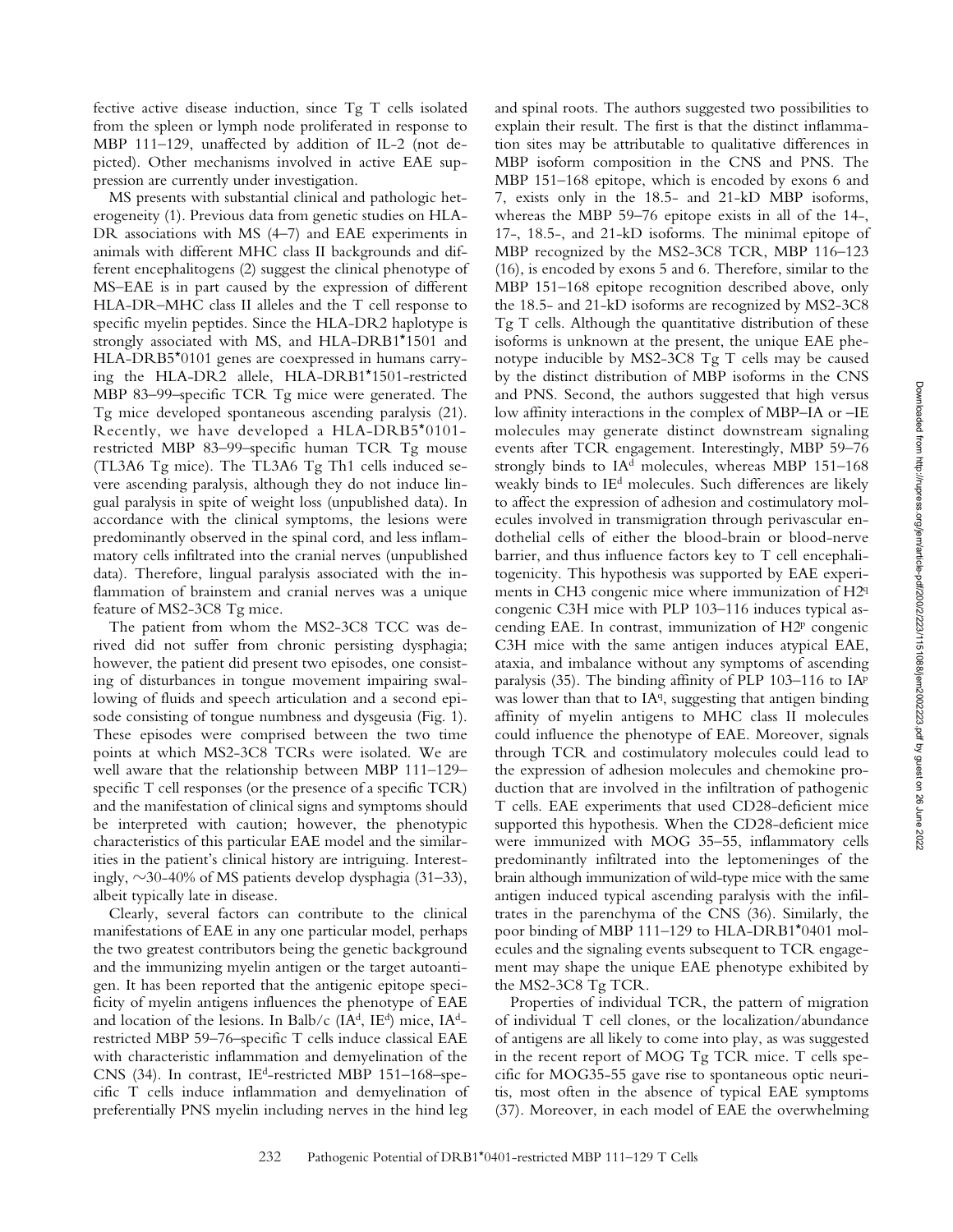fective active disease induction, since Tg T cells isolated from the spleen or lymph node proliferated in response to MBP 111–129, unaffected by addition of IL-2 (not depicted). Other mechanisms involved in active EAE suppression are currently under investigation.

MS presents with substantial clinical and pathologic heterogeneity (1). Previous data from genetic studies on HLA-DR associations with MS (4–7) and EAE experiments in animals with different MHC class II backgrounds and different encephalitogens (2) suggest the clinical phenotype of MS–EAE is in part caused by the expression of different HLA-DR–MHC class II alleles and the T cell response to specific myelin peptides. Since the HLA-DR2 haplotype is strongly associated with MS, and HLA-DRB1*1501 and HLA-DRB5*0101 genes are coexpressed in humans carrying the HLA-DR2 allele, HLA-DRB1*1501-restricted MBP 83–99–specific TCR Tg mice were generated. The Tg mice developed spontaneous ascending paralysis (21). Recently, we have developed a HLA-DRB5*0101-restricted MBP 83–99–specific human TCR Tg mouse (TL3A6 Tg mice). The TL3A6 Tg Th1 cells induced severe ascending paralysis, although they do not induce lingual paralysis in spite of weight loss (unpublished data). In accordance with the clinical symptoms, the lesions were predominantly observed in the spinal cord, and less inflammatory cells infiltrated into the cranial nerves (unpublished data). Therefore, lingual paralysis associated with the inflammation of brainstem and cranial nerves was a unique feature of MS2-3C8 Tg mice.

The patient from whom the MS2-3C8 TCC was derived did not suffer from chronic persisting dysphagia; however, the patient did present two episodes, one consisting of disturbances in tongue movement impairing swallowing of fluids and speech articulation and a second episode consisting of tongue numbness and dysgeusia (Fig. 1). These episodes were comprised between the two time points at which MS2-3C8 TCRs were isolated. We are well aware that the relationship between MBP 111–129–specific T cell responses (or the presence of a specific TCR) and the manifestation of clinical signs and symptoms should be interpreted with caution; however, the phenotypic characteristics of this particular EAE model and the similarities in the patient's clinical history are intriguing. Interestingly, ~30-40% of MS patients develop dysphagia (31–33), albeit typically late in disease.

Clearly, several factors can contribute to the clinical manifestations of EAE in any one particular model, perhaps the two greatest contributors being the genetic background and the immunizing myelin antigen or the target autoantigen. It has been reported that the antigenic epitope specificity of myelin antigens influences the phenotype of EAE and location of the lesions. In Balb/c ($IA^d$, $IE^d$) mice, $IA^d$-restricted MBP 59–76–specific T cells induce classical EAE with characteristic inflammation and demyelination of the CNS (34). In contrast, $IE^d$-restricted MBP 151–168–specific T cells induce inflammation and demyelination of preferentially PNS myelin including nerves in the hind leg and spinal roots. The authors suggested two possibilities to explain their result. The first is that the distinct inflammation sites may be attributable to qualitative differences in MBP isoform composition in the CNS and PNS. The MBP 151–168 epitope, which is encoded by exons 6 and 7, exists only in the 18.5- and 21-kD MBP isoforms, whereas the MBP 59–76 epitope exists in all of the 14-, 17-, 18.5-, and 21-kD isoforms. The minimal epitope of MBP recognized by the MS2-3C8 TCR, MBP 116–123 (16), is encoded by exons 5 and 6. Therefore, similar to the MBP 151–168 epitope recognition described above, only the 18.5- and 21-kD isoforms are recognized by MS2-3C8 Tg T cells. Although the quantitative distribution of these isoforms is unknown at the present, the unique EAE phenotype inducible by MS2-3C8 Tg T cells may be caused by the distinct distribution of MBP isoforms in the CNS and PNS. Second, the authors suggested that high versus low affinity interactions in the complex of MBP–IA or –IE molecules may generate distinct downstream signaling events after TCR engagement. Interestingly, MBP 59–76 strongly binds to $IA^d$ molecules, whereas MBP 151–168 weakly binds to $IE^d$ molecules. Such differences are likely to affect the expression of adhesion and costimulatory molecules involved in transmigration through perivascular endothelial cells of either the blood-brain or blood-nerve barrier, and thus influence factors key to T cell encephalitogenicity. This hypothesis was supported by EAE experiments in CH3 congenic mice where immunization of $H2^q$ congenic C3H mice with PLP 103–116 induces typical ascending EAE. In contrast, immunization of $H2^p$ congenic C3H mice with the same antigen induces atypical EAE, ataxia, and imbalance without any symptoms of ascending paralysis (35). The binding affinity of PLP 103–116 to $IA^p$ was lower than that to $IA^q$, suggesting that antigen binding affinity of myelin antigens to MHC class II molecules could influence the phenotype of EAE. Moreover, signals through TCR and costimulatory molecules could lead to the expression of adhesion molecules and chemokine production that are involved in the infiltration of pathogenic T cells. EAE experiments that used CD28-deficient mice supported this hypothesis. When the CD28-deficient mice were immunized with MOG 35–55, inflammatory cells predominantly infiltrated into the leptomeninges of the brain although immunization of wild-type mice with the same antigen induced typical ascending paralysis with the infiltrates in the parenchyma of the CNS (36). Similarly, the poor binding of MBP 111–129 to HLA-DRB1*0401 molecules and the signaling events subsequent to TCR engagement may shape the unique EAE phenotype exhibited by the MS2-3C8 Tg TCR.

Properties of individual TCR, the pattern of migration of individual T cell clones, or the localization/abundance of antigens are all likely to come into play, as was suggested in the recent report of MOG Tg TCR mice. T cells specific for MOG35-55 gave rise to spontaneous optic neuritis, most often in the absence of typical EAE symptoms (37). Moreover, in each model of EAE the overwhelming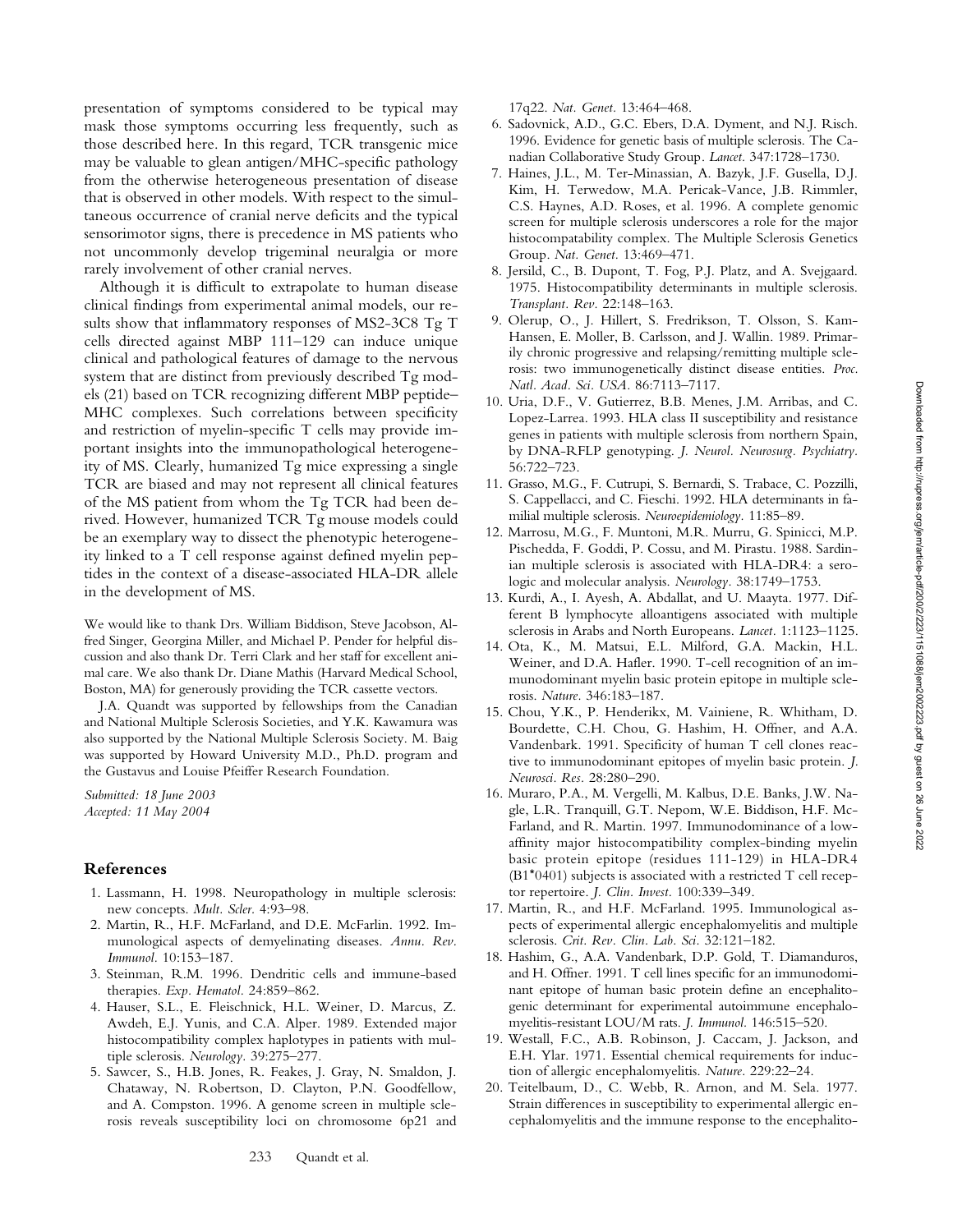presentation of symptoms considered to be typical may mask those symptoms occurring less frequently, such as those described here. In this regard, TCR transgenic mice may be valuable to glean antigen/MHC-specific pathology from the otherwise heterogeneous presentation of disease that is observed in other models. With respect to the simultaneous occurrence of cranial nerve deficits and the typical sensorimotor signs, there is precedence in MS patients who not uncommonly develop trigeminal neuralgia or more rarely involvement of other cranial nerves.

Although it is difficult to extrapolate to human disease clinical findings from experimental animal models, our results show that inflammatory responses of MS2-3C8 Tg T cells directed against MBP 111–129 can induce unique clinical and pathological features of damage to the nervous system that are distinct from previously described Tg models (21) based on TCR recognizing different MBP peptide–MHC complexes. Such correlations between specificity and restriction of myelin-specific T cells may provide important insights into the immunopathological heterogeneity of MS. Clearly, humanized Tg mice expressing a single TCR are biased and may not represent all clinical features of the MS patient from whom the Tg TCR had been derived. However, humanized TCR Tg mouse models could be an exemplary way to dissect the phenotypic heterogeneity linked to a T cell response against defined myelin peptides in the context of a disease-associated HLA-DR allele in the development of MS.

We would like to thank Drs. William Biddison, Steve Jacobson, Alfred Singer, Georgina Miller, and Michael P. Pender for helpful discussion and also thank Dr. Terri Clark and her staff for excellent animal care. We also thank Dr. Diane Mathis (Harvard Medical School, Boston, MA) for generously providing the TCR cassette vectors.

J.A. Quandt was supported by fellowships from the Canadian and National Multiple Sclerosis Societies, and Y.K. Kawamura was also supported by the National Multiple Sclerosis Society. M. Baig was supported by Howard University M.D., Ph.D. program and the Gustavus and Louise Pfeiffer Research Foundation.

*Submitted: 18 June 2003*
*Accepted: 11 May 2004*

## References

1. Lassmann, H. 1998. Neuropathology in multiple sclerosis: new concepts. *Mult. Scler.* 4:93–98.
2. Martin, R., H.F. McFarland, and D.E. McFarlin. 1992. Immunological aspects of demyelinating diseases. *Annu. Rev. Immunol.* 10:153–187.
3. Steinman, R.M. 1996. Dendritic cells and immune-based therapies. *Exp. Hematol.* 24:859–862.
4. Hauser, S.L., E. Fleischnick, H.L. Weiner, D. Marcus, Z. Awdeh, E.J. Yunis, and C.A. Alper. 1989. Extended major histocompatibility complex haplotypes in patients with multiple sclerosis. *Neurology.* 39:275–277.
5. Sawcer, S., H.B. Jones, R. Feakes, J. Gray, N. Smaldon, J. Chataway, N. Robertson, D. Clayton, P.N. Goodfellow, and A. Compston. 1996. A genome screen in multiple sclerosis reveals susceptibility loci on chromosome 6p21 and 17q22. *Nat. Genet.* 13:464–468.
6. Sadovnick, A.D., G.C. Ebers, D.A. Dyment, and N.J. Risch. 1996. Evidence for genetic basis of multiple sclerosis. The Canadian Collaborative Study Group. *Lancet.* 347:1728–1730.
7. Haines, J.L., M. Ter-Minassian, A. Bazyk, J.F. Gusella, D.J. Kim, H. Terwedow, M.A. Pericak-Vance, J.B. Rimmler, C.S. Haynes, A.D. Roses, et al. 1996. A complete genomic screen for multiple sclerosis underscores a role for the major histocompatability complex. The Multiple Sclerosis Genetics Group. *Nat. Genet.* 13:469–471.
8. Jersild, C., B. Dupont, T. Fog, P.J. Platz, and A. Svejgaard. 1975. Histocompatibility determinants in multiple sclerosis. *Transplant. Rev.* 22:148–163.
9. Olerup, O., J. Hillert, S. Fredrikson, T. Olsson, S. Kam-Hansen, E. Moller, B. Carlsson, and J. Wallin. 1989. Primarily chronic progressive and relapsing/remitting multiple sclerosis: two immunogenetically distinct disease entities. *Proc. Natl. Acad. Sci. USA.* 86:7113–7117.
10. Uria, D.F., V. Gutierrez, B.B. Menes, J.M. Arribas, and C. Lopez-Larrea. 1993. HLA class II susceptibility and resistance genes in patients with multiple sclerosis from northern Spain, by DNA-RFLP genotyping. *J. Neurol. Neurosurg. Psychiatry.* 56:722–723.
11. Grasso, M.G., F. Cutrupi, S. Bernardi, S. Trabace, C. Pozzilli, S. Cappellacci, and C. Fieschi. 1992. HLA determinants in familial multiple sclerosis. *Neuroepidemiology.* 11:85–89.
12. Marrosu, M.G., F. Muntoni, M.R. Murru, G. Spinicci, M.P. Pischedda, F. Goddi, P. Cossu, and M. Pirastu. 1988. Sardinian multiple sclerosis is associated with HLA-DR4: a serologic and molecular analysis. *Neurology.* 38:1749–1753.
13. Kurdi, A., I. Ayesh, A. Abdallat, and U. Maayta. 1977. Different B lymphocyte alloantigens associated with multiple sclerosis in Arabs and North Europeans. *Lancet.* 1:1123–1125.
14. Ota, K., M. Matsui, E.L. Milford, G.A. Mackin, H.L. Weiner, and D.A. Hafler. 1990. T-cell recognition of an immunodominant myelin basic protein epitope in multiple sclerosis. *Nature.* 346:183–187.
15. Chou, Y.K., P. Henderikx, M. Vainiene, R. Whitham, D. Bourdette, C.H. Chou, G. Hashim, H. Offner, and A.A. Vandenbark. 1991. Specificity of human T cell clones reactive to immunodominant epitopes of myelin basic protein. *J. Neurosci. Res.* 28:280–290.
16. Muraro, P.A., M. Vergelli, M. Kalbus, D.E. Banks, J.W. Nagle, L.R. Tranquill, G.T. Nepom, W.E. Biddison, H.F. McFarland, and R. Martin. 1997. Immunodominance of a low-affinity major histocompatibility complex-binding myelin basic protein epitope (residues 111-129) in HLA-DR4 (B1*0401) subjects is associated with a restricted T cell receptor repertoire. *J. Clin. Invest.* 100:339–349.
17. Martin, R., and H.F. McFarland. 1995. Immunological aspects of experimental allergic encephalomyelitis and multiple sclerosis. *Crit. Rev. Clin. Lab. Sci.* 32:121–182.
18. Hashim, G., A.A. Vandenbark, D.P. Gold, T. Diamanduros, and H. Offner. 1991. T cell lines specific for an immunodominant epitope of human basic protein define an encephalitogenic determinant for experimental autoimmune encephalomyelitis-resistant LOU/M rats. *J. Immunol.* 146:515–520.
19. Westall, F.C., A.B. Robinson, J. Caccam, J. Jackson, and E.H. Ylar. 1971. Essential chemical requirements for induction of allergic encephalomyelitis. *Nature.* 229:22–24.
20. Teitelbaum, D., C. Webb, R. Arnon, and M. Sela. 1977. Strain differences in susceptibility to experimental allergic encephalomyelitis and the immune response to the encephalito-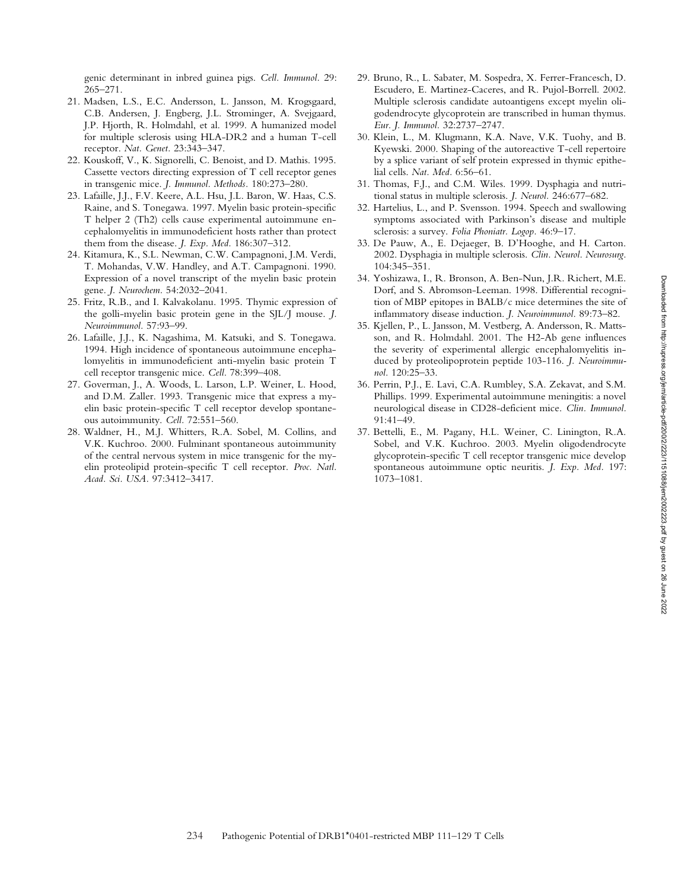genic determinant in inbred guinea pigs. *Cell. Immunol.* 29: 265–271.

21. Madsen, L.S., E.C. Andersson, L. Jansson, M. Krogsgaard, C.B. Andersen, J. Engberg, J.L. Strominger, A. Svejgaard, J.P. Hjorth, R. Holmdahl, et al. 1999. A humanized model for multiple sclerosis using HLA-DR2 and a human T-cell receptor. *Nat. Genet.* 23:343–347.
22. Kouskoff, V., K. Signorelli, C. Benoist, and D. Mathis. 1995. Cassette vectors directing expression of T cell receptor genes in transgenic mice. *J. Immunol. Methods.* 180:273–280.
23. Lafaille, J.J., F.V. Keere, A.L. Hsu, J.L. Baron, W. Haas, C.S. Raine, and S. Tonegawa. 1997. Myelin basic protein-specific T helper 2 (Th2) cells cause experimental autoimmune encephalomyelitis in immunodeficient hosts rather than protect them from the disease. *J. Exp. Med.* 186:307–312.
24. Kitamura, K., S.L. Newman, C.W. Campagnoni, J.M. Verdi, T. Mohandas, V.W. Handley, and A.T. Campagnoni. 1990. Expression of a novel transcript of the myelin basic protein gene. *J. Neurochem.* 54:2032–2041.
25. Fritz, R.B., and I. Kalvakolanu. 1995. Thymic expression of the golli-myelin basic protein gene in the SJL/J mouse. *J. Neuroimmunol.* 57:93–99.
26. Lafaille, J.J., K. Nagashima, M. Katsuki, and S. Tonegawa. 1994. High incidence of spontaneous autoimmune encephalomyelitis in immunodeficient anti-myelin basic protein T cell receptor transgenic mice. *Cell.* 78:399–408.
27. Goverman, J., A. Woods, L. Larson, L.P. Weiner, L. Hood, and D.M. Zaller. 1993. Transgenic mice that express a myelin basic protein-specific T cell receptor develop spontaneous autoimmunity. *Cell.* 72:551–560.
28. Waldner, H., M.J. Whitters, R.A. Sobel, M. Collins, and V.K. Kuchroo. 2000. Fulminant spontaneous autoimmunity of the central nervous system in mice transgenic for the myelin proteolipid protein-specific T cell receptor. *Proc. Natl. Acad. Sci. USA.* 97:3412–3417.
29. Bruno, R., L. Sabater, M. Sospedra, X. Ferrer-Francesch, D. Escudero, E. Martinez-Caceres, and R. Pujol-Borrell. 2002. Multiple sclerosis candidate autoantigens except myelin oligodendrocyte glycoprotein are transcribed in human thymus. *Eur. J. Immunol.* 32:2737–2747.
30. Klein, L., M. Klugmann, K.A. Nave, V.K. Tuohy, and B. Kyewski. 2000. Shaping of the autoreactive T-cell repertoire by a splice variant of self protein expressed in thymic epithelial cells. *Nat. Med.* 6:56–61.
31. Thomas, F.J., and C.M. Wiles. 1999. Dysphagia and nutritional status in multiple sclerosis. *J. Neurol.* 246:677–682.
32. Hartelius, L., and P. Svensson. 1994. Speech and swallowing symptoms associated with Parkinson's disease and multiple sclerosis: a survey. *Folia Phoniatr. Logop.* 46:9–17.
33. De Pauw, A., E. Dejaeger, B. D'Hooghe, and H. Carton. 2002. Dysphagia in multiple sclerosis. *Clin. Neurol. Neurosurg.* 104:345–351.
34. Yoshizawa, I., R. Bronson, A. Ben-Nun, J.R. Richert, M.E. Dorf, and S. Abromson-Leeman. 1998. Differential recognition of MBP epitopes in BALB/c mice determines the site of inflammatory disease induction. *J. Neuroimmunol.* 89:73–82.
35. Kjellen, P., L. Jansson, M. Vestberg, A. Andersson, R. Mattsson, and R. Holmdahl. 2001. The H2-Ab gene influences the severity of experimental allergic encephalomyelitis induced by proteolipoprotein peptide 103-116. *J. Neuroimmunol.* 120:25–33.
36. Perrin, P.J., E. Lavi, C.A. Rumbley, S.A. Zekavat, and S.M. Phillips. 1999. Experimental autoimmune meningitis: a novel neurological disease in CD28-deficient mice. *Clin. Immunol.* 91:41–49.
37. Bettelli, E., M. Pagany, H.L. Weiner, C. Linington, R.A. Sobel, and V.K. Kuchroo. 2003. Myelin oligodendrocyte glycoprotein-specific T cell receptor transgenic mice develop spontaneous autoimmune optic neuritis. *J. Exp. Med.* 197: 1073–1081.